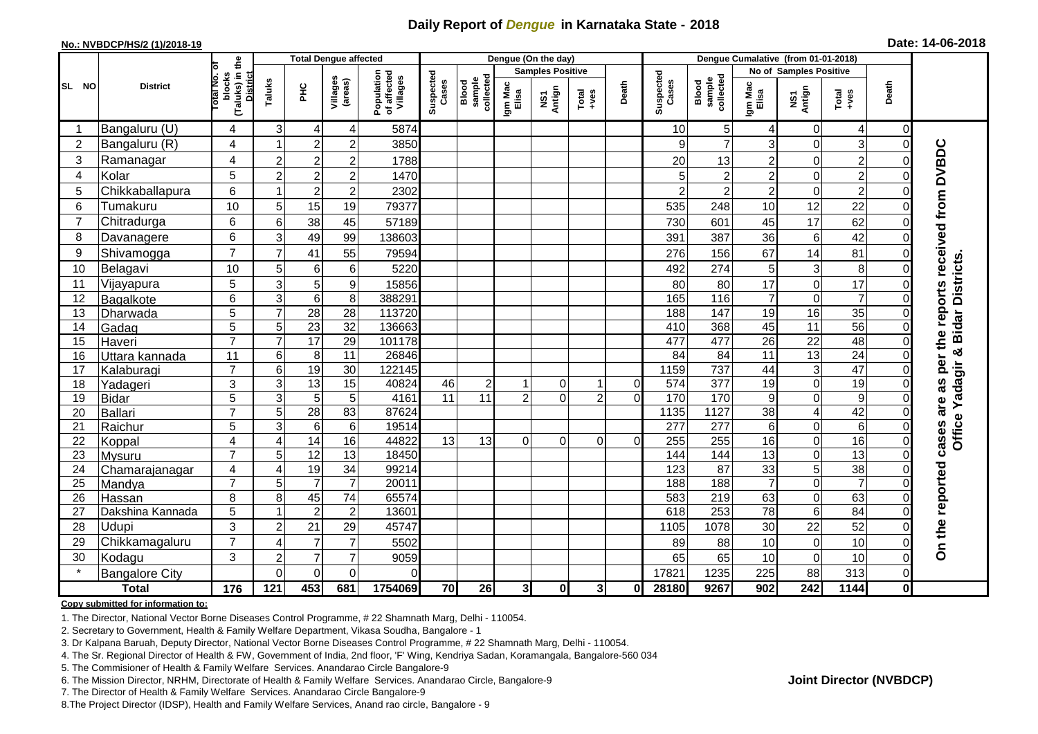# Daily Report of *Dengue* in Karnataka State - 2018

**No.: NVBDCP/HS/2 (1)/2018-19**

**Date: 14-06-2018**

| SL NO | District | Total No. of blocks (Taluks) in the District | Total Dengue affected | | | | Dengue (On the day) | | | | | | | Dengue Cumalative (from 01-01-2018) | | | | | | | |
|---|---|---|---|---|---|---|---|---|---|---|---|---|---|---|---|---|---|---|---|---|
| | | | Taluks | PHC | Villages (areas) | Population of affected Villages | Suspected Cases | Blood sample collected | Samples Positive | | | Death | Suspected Cases | Blood sample collected | No of Samples Positive | | | Death | |
| | | | | | | | | | Igm Mac Elisa | NS1 Antign | Total +ves | | | | Igm Mac Elisa | NS1 Antign | Total +ves | | |
| 1 | Bangaluru (U) | 4 | 3 | 4 | 4 | 5874 | | | | | | | 10 | 5 | 4 | 0 | 4 | 0 | On the reported cases are as per the reports received from DVBDC Office Yadagir & Bidar Districts. |
| 2 | Bangaluru (R) | 4 | 1 | 2 | 2 | 3850 | | | | | | | 9 | 7 | 3 | 0 | 3 | 0 | |
| 3 | Ramanagar | 4 | 2 | 2 | 2 | 1788 | | | | | | | 20 | 13 | 2 | 0 | 2 | 0 | |
| 4 | Kolar | 5 | 2 | 2 | 2 | 1470 | | | | | | | 5 | 2 | 2 | 0 | 2 | 0 | |
| 5 | Chikkaballapura | 6 | 1 | 2 | 2 | 2302 | | | | | | | 2 | 2 | 2 | 0 | 2 | 0 | |
| 6 | Tumakuru | 10 | 5 | 15 | 19 | 79377 | | | | | | | 535 | 248 | 10 | 12 | 22 | 0 | |
| 7 | Chitradurga | 6 | 6 | 38 | 45 | 57189 | | | | | | | 730 | 601 | 45 | 17 | 62 | 0 | |
| 8 | Davanagere | 6 | 3 | 49 | 99 | 138603 | | | | | | | 391 | 387 | 36 | 6 | 42 | 0 | |
| 9 | Shivamogga | 7 | 7 | 41 | 55 | 79594 | | | | | | | 276 | 156 | 67 | 14 | 81 | 0 | |
| 10 | Belagavi | 10 | 5 | 6 | 6 | 5220 | | | | | | | 492 | 274 | 5 | 3 | 8 | 0 | |
| 11 | Vijayapura | 5 | 3 | 5 | 9 | 15856 | | | | | | | 80 | 80 | 17 | 0 | 17 | 0 | |
| 12 | Bagalkote | 6 | 3 | 6 | 8 | 388291 | | | | | | | 165 | 116 | 7 | 0 | 7 | 0 | |
| 13 | Dharwada | 5 | 7 | 28 | 28 | 113720 | | | | | | | 188 | 147 | 19 | 16 | 35 | 0 | |
| 14 | Gadag | 5 | 5 | 23 | 32 | 136663 | | | | | | | 410 | 368 | 45 | 11 | 56 | 0 | |
| 15 | Haveri | 7 | 7 | 17 | 29 | 101178 | | | | | | | 477 | 477 | 26 | 22 | 48 | 0 | |
| 16 | Uttara kannada | 11 | 6 | 8 | 11 | 26846 | | | | | | | 84 | 84 | 11 | 13 | 24 | 0 | |
| 17 | Kalaburagi | 7 | 6 | 19 | 30 | 122145 | | | | | | | 1159 | 737 | 44 | 3 | 47 | 0 | |
| 18 | Yadageri | 3 | 3 | 13 | 15 | 40824 | 46 | 2 | 1 | 0 | 1 | 0 | 574 | 377 | 19 | 0 | 19 | 0 | |
| 19 | Bidar | 5 | 3 | 5 | 5 | 4161 | 11 | 11 | 2 | 0 | 2 | 0 | 170 | 170 | 9 | 0 | 9 | 0 | |
| 20 | Ballari | 7 | 5 | 28 | 83 | 87624 | | | | | | | 1135 | 1127 | 38 | 4 | 42 | 0 | |
| 21 | Raichur | 5 | 3 | 6 | 6 | 19514 | | | | | | | 277 | 277 | 6 | 0 | 6 | 0 | |
| 22 | Koppal | 4 | 4 | 14 | 16 | 44822 | 13 | 13 | 0 | 0 | 0 | 0 | 255 | 255 | 16 | 0 | 16 | 0 | |
| 23 | Mysuru | 7 | 5 | 12 | 13 | 18450 | | | | | | | 144 | 144 | 13 | 0 | 13 | 0 | |
| 24 | Chamarajanagar | 4 | 4 | 19 | 34 | 99214 | | | | | | | 123 | 87 | 33 | 5 | 38 | 0 | |
| 25 | Mandya | 7 | 5 | 7 | 7 | 20011 | | | | | | | 188 | 188 | 7 | 0 | 7 | 0 | |
| 26 | Hassan | 8 | 8 | 45 | 74 | 65574 | | | | | | | 583 | 219 | 63 | 0 | 63 | 0 | |
| 27 | Dakshina Kannada | 5 | 1 | 2 | 2 | 13601 | | | | | | | 618 | 253 | 78 | 6 | 84 | 0 | |
| 28 | Udupi | 3 | 2 | 21 | 29 | 45747 | | | | | | | 1105 | 1078 | 30 | 22 | 52 | 0 | |
| 29 | Chikkamagaluru | 7 | 4 | 7 | 7 | 5502 | | | | | | | 89 | 88 | 10 | 0 | 10 | 0 | |
| 30 | Kodagu | 3 | 2 | 7 | 7 | 9059 | | | | | | | 65 | 65 | 10 | 0 | 10 | 0 | |
| * | Bangalore City | | 0 | 0 | 0 | 0 | | | | | | | 17821 | 1235 | 225 | 88 | 313 | 0 | |
| | **Total** | **176** | **121** | **453** | **681** | **1754069** | **70** | **26** | **3** | **0** | **3** | **0** | **28180** | **9267** | **902** | **242** | **1144** | **0** | |

**Copy submitted for information to:**

1. The Director, National Vector Borne Diseases Control Programme, # 22 Shamnath Marg, Delhi - 110054.
2. Secretary to Government, Health & Family Welfare Department, Vikasa Soudha, Bangalore - 1
3. Dr Kalpana Baruah, Deputy Director, National Vector Borne Diseases Control Programme, # 22 Shamnath Marg, Delhi - 110054.
4. The Sr. Regional Director of Health & FW, Government of India, 2nd floor, 'F' Wing, Kendriya Sadan, Koramangala, Bangalore-560 034
5. The Commisioner of Health & Family Welfare Services. Anandarao Circle Bangalore-9
6. The Mission Director, NRHM, Directorate of Health & Family Welfare Services. Anandarao Circle, Bangalore-9
7. The Director of Health & Family Welfare Services. Anandarao Circle Bangalore-9
8. The Project Director (IDSP), Health and Family Welfare Services, Anand rao circle, Bangalore - 9

**Joint Director (NVBDCP)**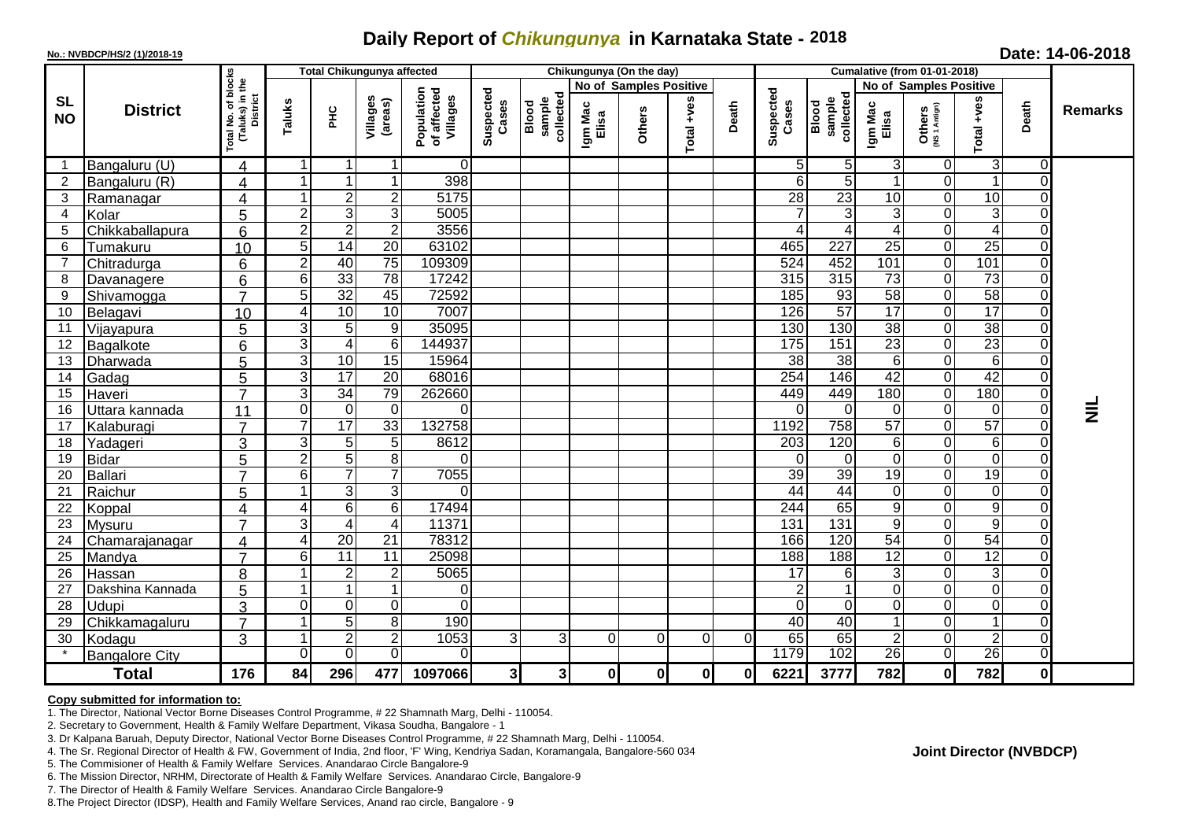# Daily Report of *Chikungunya* in Karnataka State - 2018

**No.: NVBDCP/HS/2 (1)/2018-19**

**Date: 14-06-2018**

| SL NO | District | Total No. of blocks (Taluks) in the District | Total Chikungunya affected | | | | Chikungunya (On the day) | | | | | | | Cumalative (from 01-01-2018) | | | | | | | Remarks |
|---|---|---|---|---|---|---|---|---|---|---|---|---|---|---|---|---|---|---|---|---|---|
| | | | Taluks | PHC | Villages (areas) | Population of affected Villages | Suspected Cases | Blood sample collected | No of Samples Positive | | | Death | Suspected Cases | Blood sample collected | No of Samples Positive | | | Death | |
| | | | | | | | | | Igm Mac Elisa | Others | Total +ves | | | | Igm Mac Elisa | Others (NS 1 Antigen) | Total +ves | | |
| 1 | Bangaluru (U) | 4 | 1 | 1 | 1 | 0 | | | | | | | 5 | 5 | 3 | 0 | 3 | 0 | NIL |
| 2 | Bangaluru (R) | 4 | 1 | 1 | 1 | 398 | | | | | | | 6 | 5 | 1 | 0 | 1 | 0 | |
| 3 | Ramanagar | 4 | 1 | 2 | 2 | 5175 | | | | | | | 28 | 23 | 10 | 0 | 10 | 0 | |
| 4 | Kolar | 5 | 2 | 3 | 3 | 5005 | | | | | | | 7 | 3 | 3 | 0 | 3 | 0 | |
| 5 | Chikkaballapura | 6 | 2 | 2 | 2 | 3556 | | | | | | | 4 | 4 | 4 | 0 | 4 | 0 | |
| 6 | Tumakuru | 10 | 5 | 14 | 20 | 63102 | | | | | | | 465 | 227 | 25 | 0 | 25 | 0 | |
| 7 | Chitradurga | 6 | 2 | 40 | 75 | 109309 | | | | | | | 524 | 452 | 101 | 0 | 101 | 0 | |
| 8 | Davanagere | 6 | 6 | 33 | 78 | 17242 | | | | | | | 315 | 315 | 73 | 0 | 73 | 0 | |
| 9 | Shivamogga | 7 | 5 | 32 | 45 | 72592 | | | | | | | 185 | 93 | 58 | 0 | 58 | 0 | |
| 10 | Belagavi | 10 | 4 | 10 | 10 | 7007 | | | | | | | 126 | 57 | 17 | 0 | 17 | 0 | |
| 11 | Vijayapura | 5 | 3 | 5 | 9 | 35095 | | | | | | | 130 | 130 | 38 | 0 | 38 | 0 | |
| 12 | Bagalkote | 6 | 3 | 4 | 6 | 144937 | | | | | | | 175 | 151 | 23 | 0 | 23 | 0 | |
| 13 | Dharwada | 5 | 3 | 10 | 15 | 15964 | | | | | | | 38 | 38 | 6 | 0 | 6 | 0 | |
| 14 | Gadag | 5 | 3 | 17 | 20 | 68016 | | | | | | | 254 | 146 | 42 | 0 | 42 | 0 | |
| 15 | Haveri | 7 | 3 | 34 | 79 | 262660 | | | | | | | 449 | 449 | 180 | 0 | 180 | 0 | |
| 16 | Uttara kannada | 11 | 0 | 0 | 0 | 0 | | | | | | | 0 | 0 | 0 | 0 | 0 | 0 | |
| 17 | Kalaburagi | 7 | 7 | 17 | 33 | 132758 | | | | | | | 1192 | 758 | 57 | 0 | 57 | 0 | |
| 18 | Yadageri | 3 | 3 | 5 | 5 | 8612 | | | | | | | 203 | 120 | 6 | 0 | 6 | 0 | |
| 19 | Bidar | 5 | 2 | 5 | 8 | 0 | | | | | | | 0 | 0 | 0 | 0 | 0 | 0 | |
| 20 | Ballari | 7 | 6 | 7 | 7 | 7055 | | | | | | | 39 | 39 | 19 | 0 | 19 | 0 | |
| 21 | Raichur | 5 | 1 | 3 | 3 | 0 | | | | | | | 44 | 44 | 0 | 0 | 0 | 0 | |
| 22 | Koppal | 4 | 4 | 6 | 6 | 17494 | | | | | | | 244 | 65 | 9 | 0 | 9 | 0 | |
| 23 | Mysuru | 7 | 3 | 4 | 4 | 11371 | | | | | | | 131 | 131 | 9 | 0 | 9 | 0 | |
| 24 | Chamarajanagar | 4 | 4 | 20 | 21 | 78312 | | | | | | | 166 | 120 | 54 | 0 | 54 | 0 | |
| 25 | Mandya | 7 | 6 | 11 | 11 | 25098 | | | | | | | 188 | 188 | 12 | 0 | 12 | 0 | |
| 26 | Hassan | 8 | 1 | 2 | 2 | 5065 | | | | | | | 17 | 6 | 3 | 0 | 3 | 0 | |
| 27 | Dakshina Kannada | 5 | 1 | 1 | 1 | 0 | | | | | | | 2 | 1 | 0 | 0 | 0 | 0 | |
| 28 | Udupi | 3 | 0 | 0 | 0 | 0 | | | | | | | 0 | 0 | 0 | 0 | 0 | 0 | |
| 29 | Chikkamagaluru | 7 | 1 | 5 | 8 | 190 | | | | | | | 40 | 40 | 1 | 0 | 1 | 0 | |
| 30 | Kodagu | 3 | 1 | 2 | 2 | 1053 | 3 | 3 | 0 | 0 | 0 | 0 | 65 | 65 | 2 | 0 | 2 | 0 | |
| * | Bangalore City | | 0 | 0 | 0 | 0 | | | | | | | 1179 | 102 | 26 | 0 | 26 | 0 | |
| | **Total** | **176** | **84** | **296** | **477** | **1097066** | **3** | **3** | **0** | **0** | **0** | **0** | **6221** | **3777** | **782** | **0** | **782** | **0** | |

**Copy submitted for information to:**

1. The Director, National Vector Borne Diseases Control Programme, # 22 Shamnath Marg, Delhi - 110054.
2. Secretary to Government, Health & Family Welfare Department, Vikasa Soudha, Bangalore - 1
3. Dr Kalpana Baruah, Deputy Director, National Vector Borne Diseases Control Programme, # 22 Shamnath Marg, Delhi - 110054.
4. The Sr. Regional Director of Health & FW, Government of India, 2nd floor, 'F' Wing, Kendriya Sadan, Koramangala, Bangalore-560 034
5. The Commisioner of Health & Family Welfare Services. Anandarao Circle Bangalore-9
6. The Mission Director, NRHM, Directorate of Health & Family Welfare Services. Anandarao Circle, Bangalore-9
7. The Director of Health & Family Welfare Services. Anandarao Circle Bangalore-9
8. The Project Director (IDSP), Health and Family Welfare Services, Anand rao circle, Bangalore - 9

**Joint Director (NVBDCP)**